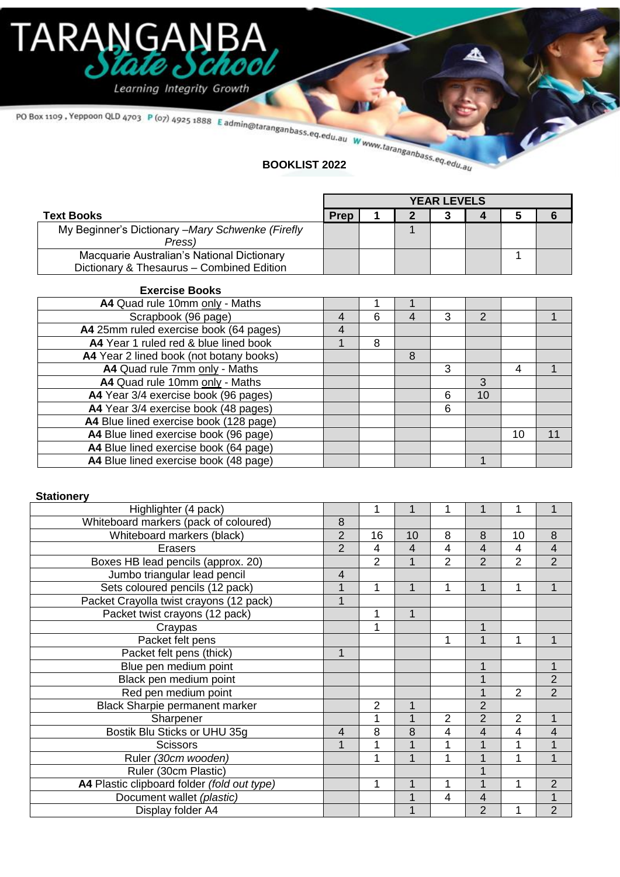# TARANGANBA State School

Learning Integrity Growth

PO Box 1109 , Yeppoon QLD 4703 P (07) 4925 1888 E admin@taranganbass.eq.edu.au W www.taranganbass.eq.edu.au

## BOOKLIST 2022

| Text Books | YEAR LEVELS | | | | | | |
|---|---|---|---|---|---|---|---|
| | Prep | 1 | 2 | 3 | 4 | 5 | 6 |
| My Beginner's Dictionary –*Mary Schwenke (Firefly Press)* | | | 1 | | | | |
| Macquarie Australian's National Dictionary Dictionary & Thesaurus – Combined Edition | | | | | | 1 | |

| Exercise Books | Prep | 1 | 2 | 3 | 4 | 5 | 6 |
|---|---|---|---|---|---|---|---|
| **A4** Quad rule 10mm only - Maths | | 1 | 1 | | | | |
| Scrapbook (96 page) | 4 | 6 | 4 | 3 | 2 | | 1 |
| **A4** 25mm ruled exercise book (64 pages) | 4 | | | | | | |
| **A4** Year 1 ruled red & blue lined book | 1 | 8 | | | | | |
| **A4** Year 2 lined book (not botany books) | | | 8 | | | | |
| **A4** Quad rule 7mm only - Maths | | | | 3 | | 4 | 1 |
| **A4** Quad rule 10mm only - Maths | | | | | 3 | | |
| **A4** Year 3/4 exercise book (96 pages) | | | | 6 | 10 | | |
| **A4** Year 3/4 exercise book (48 pages) | | | | 6 | | | |
| **A4** Blue lined exercise book (128 page) | | | | | | | |
| **A4** Blue lined exercise book (96 page) | | | | | | 10 | 11 |
| **A4** Blue lined exercise book (64 page) | | | | | | | |
| **A4** Blue lined exercise book (48 page) | | | | | 1 | | |

| Stationery | Prep | 1 | 2 | 3 | 4 | 5 | 6 |
|---|---|---|---|---|---|---|---|
| Highlighter (4 pack) | | 1 | 1 | 1 | 1 | 1 | 1 |
| Whiteboard markers (pack of coloured) | 8 | | | | | | |
| Whiteboard markers (black) | 2 | 16 | 10 | 8 | 8 | 10 | 8 |
| Erasers | 2 | 4 | 4 | 4 | 4 | 4 | 4 |
| Boxes HB lead pencils (approx. 20) | | 2 | 1 | 2 | 2 | 2 | 2 |
| Jumbo triangular lead pencil | 4 | | | | | | |
| Sets coloured pencils (12 pack) | 1 | 1 | 1 | 1 | 1 | 1 | 1 |
| Packet Crayolla twist crayons (12 pack) | 1 | | | | | | |
| Packet twist crayons (12 pack) | | 1 | 1 | | | | |
| Craypas | | 1 | | | 1 | | |
| Packet felt pens | | | | 1 | 1 | 1 | 1 |
| Packet felt pens (thick) | 1 | | | | | | |
| Blue pen medium point | | | | | 1 | | 1 |
| Black pen medium point | | | | | 1 | | 2 |
| Red pen medium point | | | | | 1 | 2 | 2 |
| Black Sharpie permanent marker | | 2 | 1 | | 2 | | |
| Sharpener | | 1 | 1 | 2 | 2 | 2 | 1 |
| Bostik Blu Sticks or UHU 35g | 4 | 8 | 8 | 4 | 4 | 4 | 4 |
| Scissors | 1 | 1 | 1 | 1 | 1 | 1 | 1 |
| Ruler *(30cm wooden)* | | 1 | 1 | 1 | 1 | 1 | 1 |
| Ruler (30cm Plastic) | | | | | 1 | | |
| **A4** Plastic clipboard folder *(fold out type)* | | 1 | 1 | 1 | 1 | 1 | 2 |
| Document wallet *(plastic)* | | | 1 | 4 | 4 | | 1 |
| Display folder A4 | | | 1 | | 2 | 1 | 2 |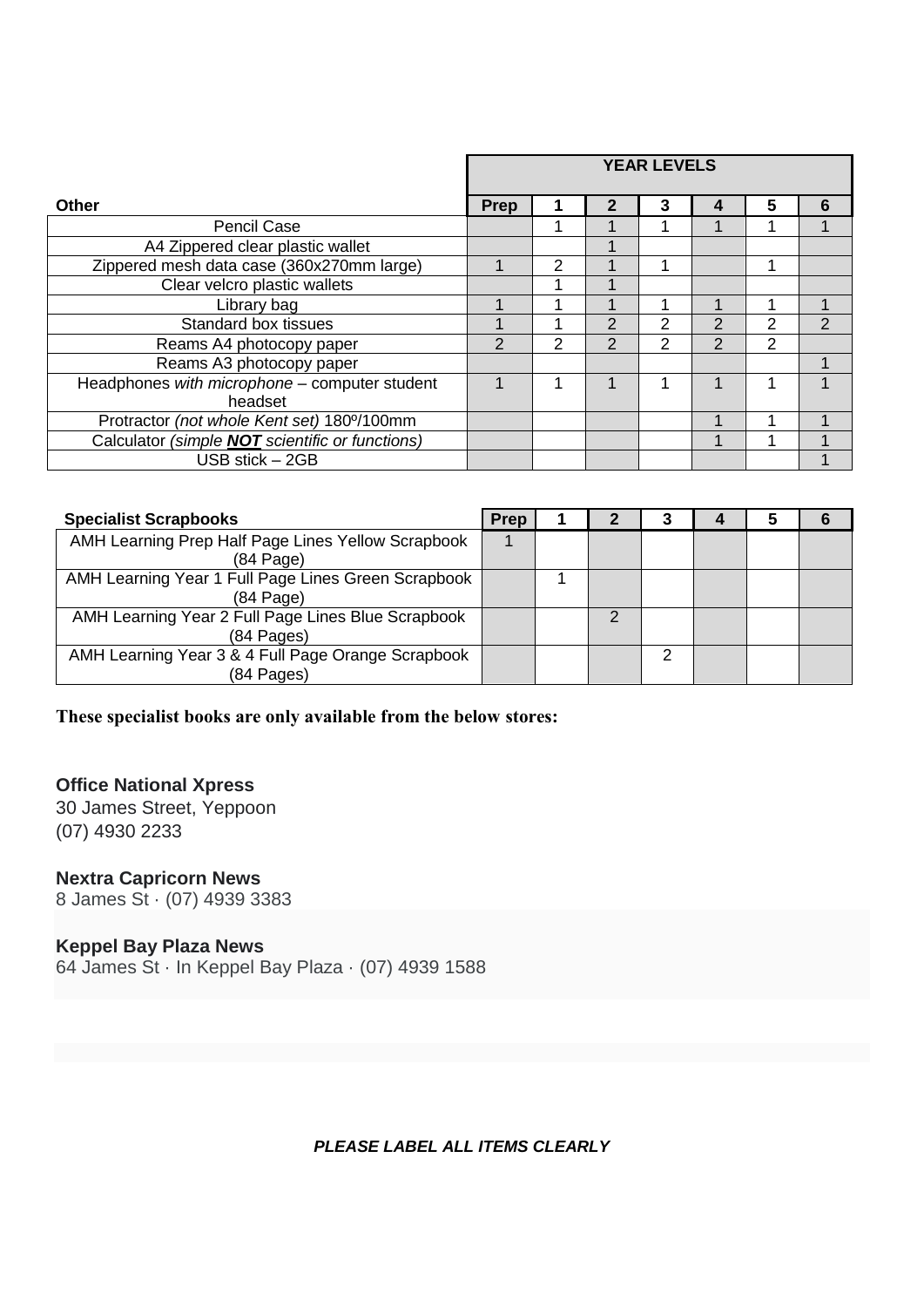| Other | YEAR LEVELS | | | | | | |
|---|---|---|---|---|---|---|---|
| | Prep | 1 | 2 | 3 | 4 | 5 | 6 |
| Pencil Case | | 1 | 1 | 1 | 1 | 1 | 1 |
| A4 Zippered clear plastic wallet | | | 1 | | | | |
| Zippered mesh data case (360x270mm large) | 1 | 2 | 1 | 1 | | 1 | |
| Clear velcro plastic wallets | | 1 | 1 | | | | |
| Library bag | 1 | 1 | 1 | 1 | 1 | 1 | 1 |
| Standard box tissues | 1 | 1 | 2 | 2 | 2 | 2 | 2 |
| Reams A4 photocopy paper | 2 | 2 | 2 | 2 | 2 | 2 | |
| Reams A3 photocopy paper | | | | | | | 1 |
| Headphones *with microphone* – computer student headset | 1 | 1 | 1 | 1 | 1 | 1 | 1 |
| Protractor *(not whole Kent set)* 180º/100mm | | | | | 1 | 1 | 1 |
| Calculator *(simple **NOT** scientific or functions)* | | | | | 1 | 1 | 1 |
| USB stick – 2GB | | | | | | | 1 |

| Specialist Scrapbooks | Prep | 1 | 2 | 3 | 4 | 5 | 6 |
|---|---|---|---|---|---|---|---|
| AMH Learning Prep Half Page Lines Yellow Scrapbook (84 Page) | 1 | | | | | | |
| AMH Learning Year 1 Full Page Lines Green Scrapbook (84 Page) | | 1 | | | | | |
| AMH Learning Year 2 Full Page Lines Blue Scrapbook (84 Pages) | | | 2 | | | | |
| AMH Learning Year 3 & 4 Full Page Orange Scrapbook (84 Pages) | | | | 2 | | | |

**These specialist books are only available from the below stores:**

**Office National Xpress**
30 James Street, Yeppoon
(07) 4930 2233

**Nextra Capricorn News**
8 James St · (07) 4939 3383

**Keppel Bay Plaza News**
64 James St · In Keppel Bay Plaza · (07) 4939 1588

***PLEASE LABEL ALL ITEMS CLEARLY***